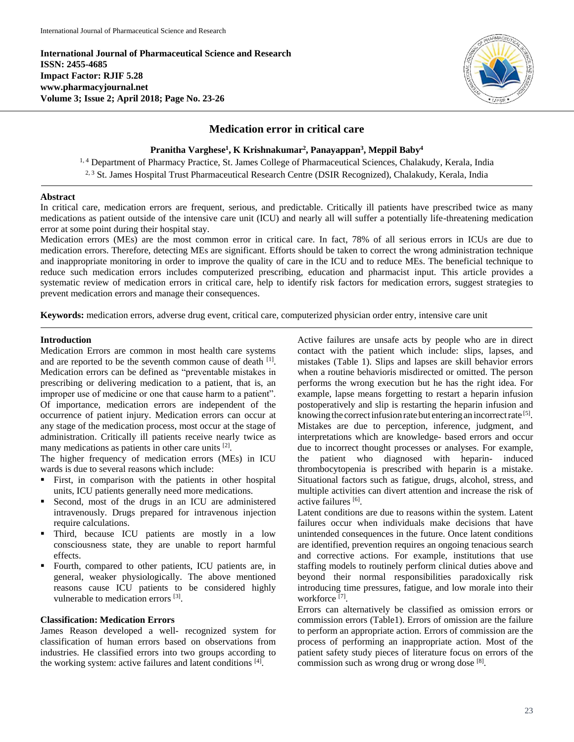**International Journal of Pharmaceutical Science and Research**
**ISSN: 2455-4685**
**Impact Factor: RJIF 5.28**
**www.pharmacyjournal.net**
**Volume 3; Issue 2; April 2018; Page No. 23-26**

# Medication error in critical care

**Pranitha Varghese[1], K Krishnakumar[2], Panayappan[3], Meppil Baby[4]**

[1, 4] Department of Pharmacy Practice, St. James College of Pharmaceutical Sciences, Chalakudy, Kerala, India
[2, 3] St. James Hospital Trust Pharmaceutical Research Centre (DSIR Recognized), Chalakudy, Kerala, India

## Abstract

In critical care, medication errors are frequent, serious, and predictable. Critically ill patients have prescribed twice as many medications as patient outside of the intensive care unit (ICU) and nearly all will suffer a potentially life-threatening medication error at some point during their hospital stay.

Medication errors (MEs) are the most common error in critical care. In fact, 78% of all serious errors in ICUs are due to medication errors. Therefore, detecting MEs are significant. Efforts should be taken to correct the wrong administration technique and inappropriate monitoring in order to improve the quality of care in the ICU and to reduce MEs. The beneficial technique to reduce such medication errors includes computerized prescribing, education and pharmacist input. This article provides a systematic review of medication errors in critical care, help to identify risk factors for medication errors, suggest strategies to prevent medication errors and manage their consequences.

**Keywords:** medication errors, adverse drug event, critical care, computerized physician order entry, intensive care unit

## Introduction

Medication Errors are common in most health care systems and are reported to be the seventh common cause of death [1]. Medication errors can be defined as "preventable mistakes in prescribing or delivering medication to a patient, that is, an improper use of medicine or one that cause harm to a patient". Of importance, medication errors are independent of the occurrence of patient injury. Medication errors can occur at any stage of the medication process, most occur at the stage of administration. Critically ill patients receive nearly twice as many medications as patients in other care units [2].

The higher frequency of medication errors (MEs) in ICU wards is due to several reasons which include:

- First, in comparison with the patients in other hospital units, ICU patients generally need more medications.
- Second, most of the drugs in an ICU are administered intravenously. Drugs prepared for intravenous injection require calculations.
- Third, because ICU patients are mostly in a low consciousness state, they are unable to report harmful effects.
- Fourth, compared to other patients, ICU patients are, in general, weaker physiologically. The above mentioned reasons cause ICU patients to be considered highly vulnerable to medication errors [3].

### Classification: Medication Errors

James Reason developed a well- recognized system for classification of human errors based on observations from industries. He classified errors into two groups according to the working system: active failures and latent conditions [4].

Active failures are unsafe acts by people who are in direct contact with the patient which include: slips, lapses, and mistakes (Table 1). Slips and lapses are skill behavior errors when a routine behavioris misdirected or omitted. The person performs the wrong execution but he has the right idea. For example, lapse means forgetting to restart a heparin infusion postoperatively and slip is restarting the heparin infusion and knowing the correct infusion rate but entering an incorrect rate [5]. Mistakes are due to perception, inference, judgment, and interpretations which are knowledge- based errors and occur due to incorrect thought processes or analyses. For example, the patient who diagnosed with heparin- induced thrombocytopenia is prescribed with heparin is a mistake. Situational factors such as fatigue, drugs, alcohol, stress, and multiple activities can divert attention and increase the risk of active failures [6].

Latent conditions are due to reasons within the system. Latent failures occur when individuals make decisions that have unintended consequences in the future. Once latent conditions are identified, prevention requires an ongoing tenacious search and corrective actions. For example, institutions that use staffing models to routinely perform clinical duties above and beyond their normal responsibilities paradoxically risk introducing time pressures, fatigue, and low morale into their workforce [7].

Errors can alternatively be classified as omission errors or commission errors (Table1). Errors of omission are the failure to perform an appropriate action. Errors of commission are the process of performing an inappropriate action. Most of the patient safety study pieces of literature focus on errors of the commission such as wrong drug or wrong dose [8].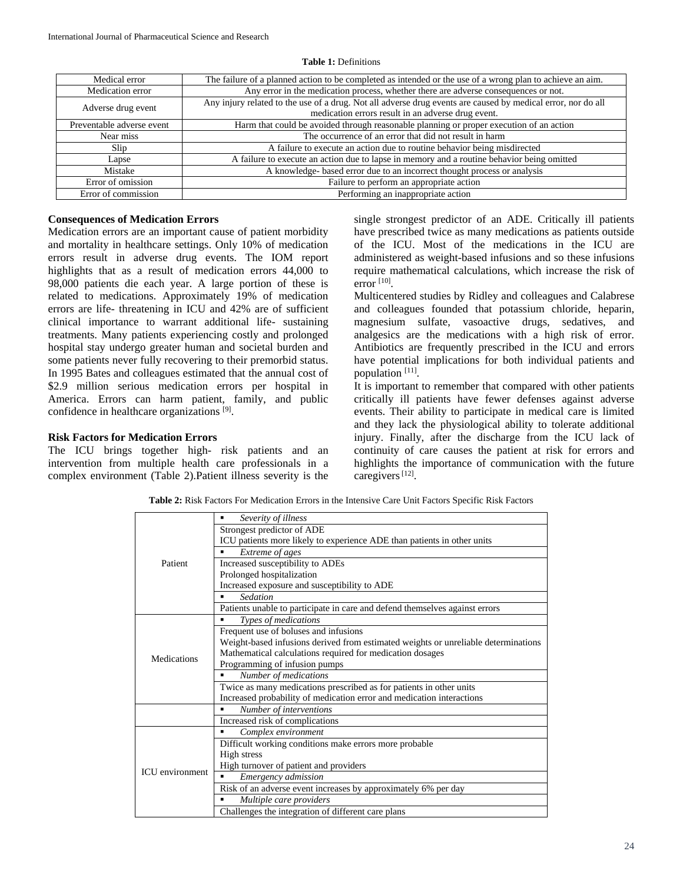**Table 1:** Definitions

| | |
|---|---|
| Medical error | The failure of a planned action to be completed as intended or the use of a wrong plan to achieve an aim. |
| Medication error | Any error in the medication process, whether there are adverse consequences or not. |
| Adverse drug event | Any injury related to the use of a drug. Not all adverse drug events are caused by medical error, nor do all medication errors result in an adverse drug event. |
| Preventable adverse event | Harm that could be avoided through reasonable planning or proper execution of an action |
| Near miss | The occurrence of an error that did not result in harm |
| Slip | A failure to execute an action due to routine behavior being misdirected |
| Lapse | A failure to execute an action due to lapse in memory and a routine behavior being omitted |
| Mistake | A knowledge- based error due to an incorrect thought process or analysis |
| Error of omission | Failure to perform an appropriate action |
| Error of commission | Performing an inappropriate action |

**Consequences of Medication Errors**

Medication errors are an important cause of patient morbidity and mortality in healthcare settings. Only 10% of medication errors result in adverse drug events. The IOM report highlights that as a result of medication errors 44,000 to 98,000 patients die each year. A large portion of these is related to medications. Approximately 19% of medication errors are life- threatening in ICU and 42% are of sufficient clinical importance to warrant additional life- sustaining treatments. Many patients experiencing costly and prolonged hospital stay undergo greater human and societal burden and some patients never fully recovering to their premorbid status. In 1995 Bates and colleagues estimated that the annual cost of $2.9 million serious medication errors per hospital in America. Errors can harm patient, family, and public confidence in healthcare organizations [9].

**Risk Factors for Medication Errors**

The ICU brings together high- risk patients and an intervention from multiple health care professionals in a complex environment (Table 2).Patient illness severity is the single strongest predictor of an ADE. Critically ill patients have prescribed twice as many medications as patients outside of the ICU. Most of the medications in the ICU are administered as weight-based infusions and so these infusions require mathematical calculations, which increase the risk of error [10].

Multicentered studies by Ridley and colleagues and Calabrese and colleagues founded that potassium chloride, heparin, magnesium sulfate, vasoactive drugs, sedatives, and analgesics are the medications with a high risk of error. Antibiotics are frequently prescribed in the ICU and errors have potential implications for both individual patients and population [11].

It is important to remember that compared with other patients critically ill patients have fewer defenses against adverse events. Their ability to participate in medical care is limited and they lack the physiological ability to tolerate additional injury. Finally, after the discharge from the ICU lack of continuity of care causes the patient at risk for errors and highlights the importance of communication with the future caregivers [12].

**Table 2:** Risk Factors For Medication Errors in the Intensive Care Unit Factors Specific Risk Factors

| | |
|---|---|
| Patient | ▪ *Severity of illness* |
| | Strongest predictor of ADE<br>ICU patients more likely to experience ADE than patients in other units |
| | ▪ *Extreme of ages* |
| | Increased susceptibility to ADEs<br>Prolonged hospitalization<br>Increased exposure and susceptibility to ADE |
| | ▪ *Sedation* |
| | Patients unable to participate in care and defend themselves against errors |
| Medications | ▪ *Types of medications* |
| | Frequent use of boluses and infusions<br>Weight-based infusions derived from estimated weights or unreliable determinations<br>Mathematical calculations required for medication dosages<br>Programming of infusion pumps |
| | ▪ *Number of medications* |
| | Twice as many medications prescribed as for patients in other units<br>Increased probability of medication error and medication interactions |
| | ▪ *Number of interventions* |
| | Increased risk of complications |
| ICU environment | ▪ *Complex environment* |
| | Difficult working conditions make errors more probable<br>High stress<br>High turnover of patient and providers |
| | ▪ *Emergency admission* |
| | Risk of an adverse event increases by approximately 6% per day |
| | ▪ *Multiple care providers* |
| | Challenges the integration of different care plans |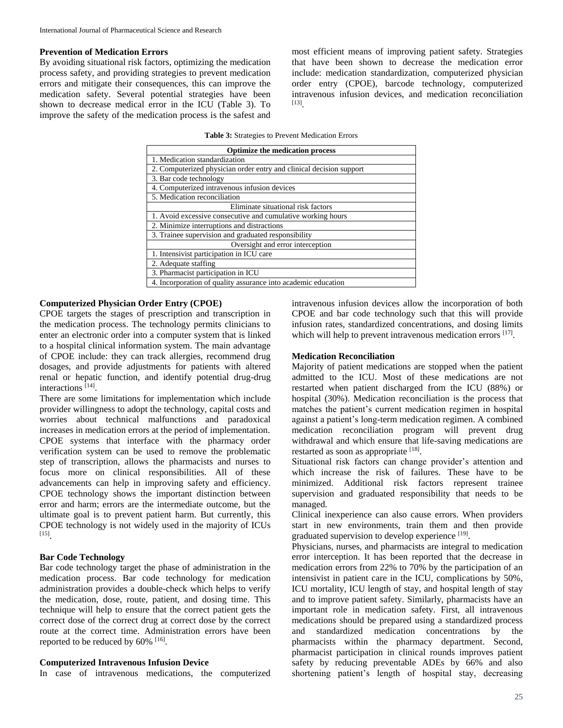### Prevention of Medication Errors

By avoiding situational risk factors, optimizing the medication process safety, and providing strategies to prevent medication errors and mitigate their consequences, this can improve the medication safety. Several potential strategies have been shown to decrease medical error in the ICU (Table 3). To improve the safety of the medication process is the safest and most efficient means of improving patient safety. Strategies that have been shown to decrease the medication error include: medication standardization, computerized physician order entry (CPOE), barcode technology, computerized intravenous infusion devices, and medication reconciliation [13].

**Table 3:** Strategies to Prevent Medication Errors

| **Optimize the medication process** |
| --- |
| 1. Medication standardization |
| 2. Computerized physician order entry and clinical decision support |
| 3. Bar code technology |
| 4. Computerized intravenous infusion devices |
| 5. Medication reconciliation |
| Eliminate situational risk factors |
| 1. Avoid excessive consecutive and cumulative working hours |
| 2. Minimize interruptions and distractions |
| 3. Trainee supervision and graduated responsibility |
| Oversight and error interception |
| 1. Intensivist participation in ICU care |
| 2. Adequate staffing |
| 3. Pharmacist participation in ICU |
| 4. Incorporation of quality assurance into academic education |

### Computerized Physician Order Entry (CPOE)

CPOE targets the stages of prescription and transcription in the medication process. The technology permits clinicians to enter an electronic order into a computer system that is linked to a hospital clinical information system. The main advantage of CPOE include: they can track allergies, recommend drug dosages, and provide adjustments for patients with altered renal or hepatic function, and identify potential drug-drug interactions [14].

There are some limitations for implementation which include provider willingness to adopt the technology, capital costs and worries about technical malfunctions and paradoxical increases in medication errors at the period of implementation. CPOE systems that interface with the pharmacy order verification system can be used to remove the problematic step of transcription, allows the pharmacists and nurses to focus more on clinical responsibilities. All of these advancements can help in improving safety and efficiency. CPOE technology shows the important distinction between error and harm; errors are the intermediate outcome, but the ultimate goal is to prevent patient harm. But currently, this CPOE technology is not widely used in the majority of ICUs [15].

### Bar Code Technology

Bar code technology target the phase of administration in the medication process. Bar code technology for medication administration provides a double-check which helps to verify the medication, dose, route, patient, and dosing time. This technique will help to ensure that the correct patient gets the correct dose of the correct drug at correct dose by the correct route at the correct time. Administration errors have been reported to be reduced by 60% [16].

### Computerized Intravenous Infusion Device

In case of intravenous medications, the computerized intravenous infusion devices allow the incorporation of both CPOE and bar code technology such that this will provide infusion rates, standardized concentrations, and dosing limits which will help to prevent intravenous medication errors [17].

### Medication Reconciliation

Majority of patient medications are stopped when the patient admitted to the ICU. Most of these medications are not restarted when patient discharged from the ICU (88%) or hospital (30%). Medication reconciliation is the process that matches the patient's current medication regimen in hospital against a patient's long-term medication regimen. A combined medication reconciliation program will prevent drug withdrawal and which ensure that life-saving medications are restarted as soon as appropriate [18].

Situational risk factors can change provider's attention and which increase the risk of failures. These have to be minimized. Additional risk factors represent trainee supervision and graduated responsibility that needs to be managed.

Clinical inexperience can also cause errors. When providers start in new environments, train them and then provide graduated supervision to develop experience [19].

Physicians, nurses, and pharmacists are integral to medication error interception. It has been reported that the decrease in medication errors from 22% to 70% by the participation of an intensivist in patient care in the ICU, complications by 50%, ICU mortality, ICU length of stay, and hospital length of stay and to improve patient safety. Similarly, pharmacists have an important role in medication safety. First, all intravenous medications should be prepared using a standardized process and standardized medication concentrations by the pharmacists within the pharmacy department. Second, pharmacist participation in clinical rounds improves patient safety by reducing preventable ADEs by 66% and also shortening patient's length of hospital stay, decreasing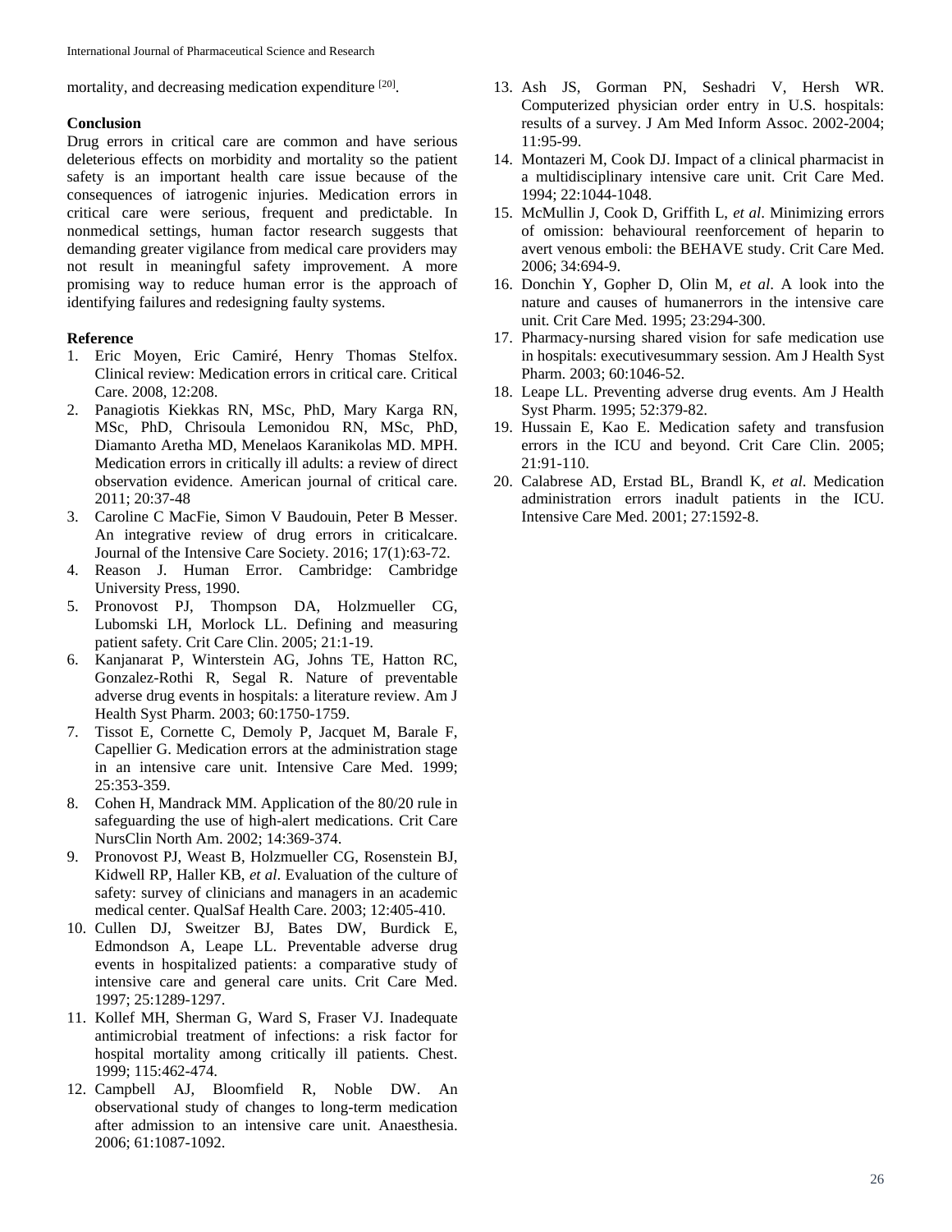mortality, and decreasing medication expenditure [20].

## Conclusion

Drug errors in critical care are common and have serious deleterious effects on morbidity and mortality so the patient safety is an important health care issue because of the consequences of iatrogenic injuries. Medication errors in critical care were serious, frequent and predictable. In nonmedical settings, human factor research suggests that demanding greater vigilance from medical care providers may not result in meaningful safety improvement. A more promising way to reduce human error is the approach of identifying failures and redesigning faulty systems.

## Reference

1. Eric Moyen, Eric Camiré, Henry Thomas Stelfox. Clinical review: Medication errors in critical care. Critical Care. 2008, 12:208.
2. Panagiotis Kiekkas RN, MSc, PhD, Mary Karga RN, MSc, PhD, Chrisoula Lemonidou RN, MSc, PhD, Diamanto Aretha MD, Menelaos Karanikolas MD. MPH. Medication errors in critically ill adults: a review of direct observation evidence. American journal of critical care. 2011; 20:37-48
3. Caroline C MacFie, Simon V Baudouin, Peter B Messer. An integrative review of drug errors in criticalcare. Journal of the Intensive Care Society. 2016; 17(1):63-72.
4. Reason J. Human Error. Cambridge: Cambridge University Press, 1990.
5. Pronovost PJ, Thompson DA, Holzmueller CG, Lubomski LH, Morlock LL. Defining and measuring patient safety. Crit Care Clin. 2005; 21:1-19.
6. Kanjanarat P, Winterstein AG, Johns TE, Hatton RC, Gonzalez-Rothi R, Segal R. Nature of preventable adverse drug events in hospitals: a literature review. Am J Health Syst Pharm. 2003; 60:1750-1759.
7. Tissot E, Cornette C, Demoly P, Jacquet M, Barale F, Capellier G. Medication errors at the administration stage in an intensive care unit. Intensive Care Med. 1999; 25:353-359.
8. Cohen H, Mandrack MM. Application of the 80/20 rule in safeguarding the use of high-alert medications. Crit Care NursClin North Am. 2002; 14:369-374.
9. Pronovost PJ, Weast B, Holzmueller CG, Rosenstein BJ, Kidwell RP, Haller KB, *et al*. Evaluation of the culture of safety: survey of clinicians and managers in an academic medical center. QualSaf Health Care. 2003; 12:405-410.
10. Cullen DJ, Sweitzer BJ, Bates DW, Burdick E, Edmondson A, Leape LL. Preventable adverse drug events in hospitalized patients: a comparative study of intensive care and general care units. Crit Care Med. 1997; 25:1289-1297.
11. Kollef MH, Sherman G, Ward S, Fraser VJ. Inadequate antimicrobial treatment of infections: a risk factor for hospital mortality among critically ill patients. Chest. 1999; 115:462-474.
12. Campbell AJ, Bloomfield R, Noble DW. An observational study of changes to long-term medication after admission to an intensive care unit. Anaesthesia. 2006; 61:1087-1092.
13. Ash JS, Gorman PN, Seshadri V, Hersh WR. Computerized physician order entry in U.S. hospitals: results of a survey. J Am Med Inform Assoc. 2002-2004; 11:95-99.
14. Montazeri M, Cook DJ. Impact of a clinical pharmacist in a multidisciplinary intensive care unit. Crit Care Med. 1994; 22:1044-1048.
15. McMullin J, Cook D, Griffith L, *et al*. Minimizing errors of omission: behavioural reenforcement of heparin to avert venous emboli: the BEHAVE study. Crit Care Med. 2006; 34:694-9.
16. Donchin Y, Gopher D, Olin M, *et al*. A look into the nature and causes of humanerrors in the intensive care unit. Crit Care Med. 1995; 23:294-300.
17. Pharmacy-nursing shared vision for safe medication use in hospitals: executivesummary session. Am J Health Syst Pharm. 2003; 60:1046-52.
18. Leape LL. Preventing adverse drug events. Am J Health Syst Pharm. 1995; 52:379-82.
19. Hussain E, Kao E. Medication safety and transfusion errors in the ICU and beyond. Crit Care Clin. 2005; 21:91-110.
20. Calabrese AD, Erstad BL, Brandl K, *et al*. Medication administration errors inadult patients in the ICU. Intensive Care Med. 2001; 27:1592-8.